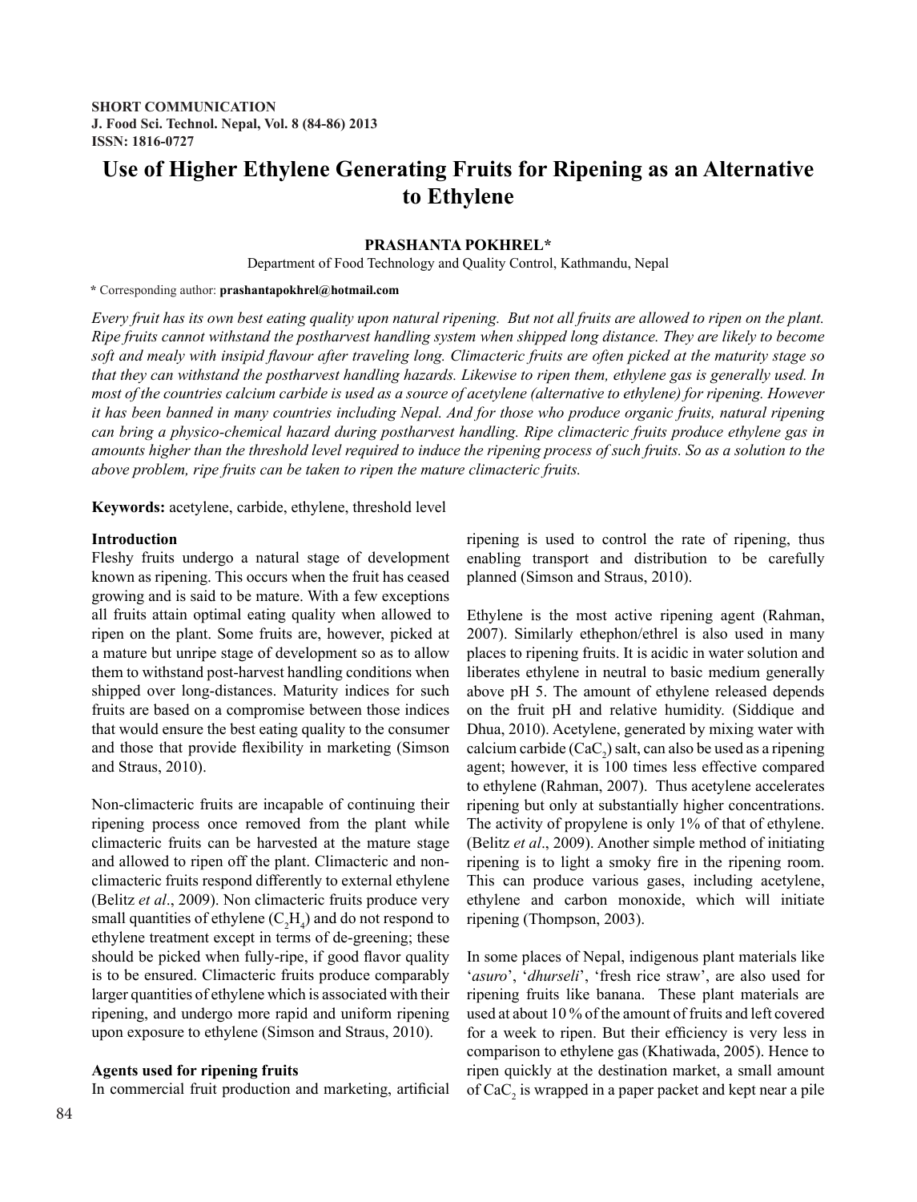**SHORT COMMUNICATION**
**J. Food Sci. Technol. Nepal, Vol. 8 (84-86) 2013**
**ISSN: 1816-0727**

# Use of Higher Ethylene Generating Fruits for Ripening as an Alternative to Ethylene

**PRASHANTA POKHREL***

Department of Food Technology and Quality Control, Kathmandu, Nepal

**\*** Corresponding author: **prashantapokhrel@hotmail.com**

*Every fruit has its own best eating quality upon natural ripening. But not all fruits are allowed to ripen on the plant. Ripe fruits cannot withstand the postharvest handling system when shipped long distance. They are likely to become soft and mealy with insipid flavour after traveling long. Climacteric fruits are often picked at the maturity stage so that they can withstand the postharvest handling hazards. Likewise to ripen them, ethylene gas is generally used. In most of the countries calcium carbide is used as a source of acetylene (alternative to ethylene) for ripening. However it has been banned in many countries including Nepal. And for those who produce organic fruits, natural ripening can bring a physico-chemical hazard during postharvest handling. Ripe climacteric fruits produce ethylene gas in amounts higher than the threshold level required to induce the ripening process of such fruits. So as a solution to the above problem, ripe fruits can be taken to ripen the mature climacteric fruits.*

**Keywords:** acetylene, carbide, ethylene, threshold level

## Introduction

Fleshy fruits undergo a natural stage of development known as ripening. This occurs when the fruit has ceased growing and is said to be mature. With a few exceptions all fruits attain optimal eating quality when allowed to ripen on the plant. Some fruits are, however, picked at a mature but unripe stage of development so as to allow them to withstand post-harvest handling conditions when shipped over long-distances. Maturity indices for such fruits are based on a compromise between those indices that would ensure the best eating quality to the consumer and those that provide flexibility in marketing (Simson and Straus, 2010).

Non-climacteric fruits are incapable of continuing their ripening process once removed from the plant while climacteric fruits can be harvested at the mature stage and allowed to ripen off the plant. Climacteric and non-climacteric fruits respond differently to external ethylene (Belitz *et al*., 2009). Non climacteric fruits produce very small quantities of ethylene ($C_2H_4$) and do not respond to ethylene treatment except in terms of de-greening; these should be picked when fully-ripe, if good flavor quality is to be ensured. Climacteric fruits produce comparably larger quantities of ethylene which is associated with their ripening, and undergo more rapid and uniform ripening upon exposure to ethylene (Simson and Straus, 2010).

### Agents used for ripening fruits

In commercial fruit production and marketing, artificial ripening is used to control the rate of ripening, thus enabling transport and distribution to be carefully planned (Simson and Straus, 2010).

Ethylene is the most active ripening agent (Rahman, 2007). Similarly ethephon/ethrel is also used in many places to ripening fruits. It is acidic in water solution and liberates ethylene in neutral to basic medium generally above pH 5. The amount of ethylene released depends on the fruit pH and relative humidity. (Siddique and Dhua, 2010). Acetylene, generated by mixing water with calcium carbide ($CaC_2$) salt, can also be used as a ripening agent; however, it is 100 times less effective compared to ethylene (Rahman, 2007). Thus acetylene accelerates ripening but only at substantially higher concentrations. The activity of propylene is only 1% of that of ethylene. (Belitz *et al*., 2009). Another simple method of initiating ripening is to light a smoky fire in the ripening room. This can produce various gases, including acetylene, ethylene and carbon monoxide, which will initiate ripening (Thompson, 2003).

In some places of Nepal, indigenous plant materials like '*asuro*', '*dhurseli*', 'fresh rice straw', are also used for ripening fruits like banana. These plant materials are used at about 10 % of the amount of fruits and left covered for a week to ripen. But their efficiency is very less in comparison to ethylene gas (Khatiwada, 2005). Hence to ripen quickly at the destination market, a small amount of $CaC_2$ is wrapped in a paper packet and kept near a pile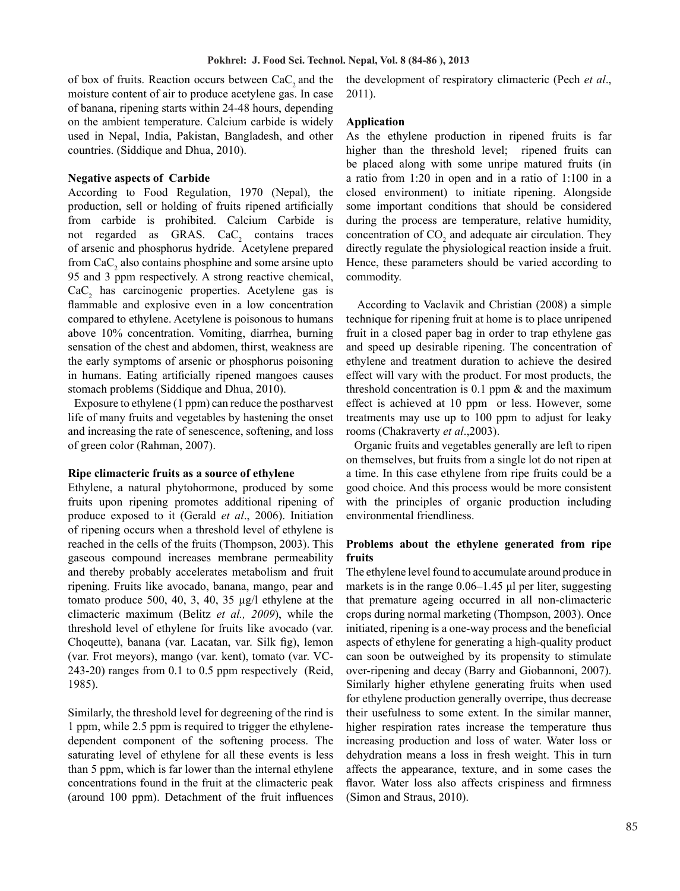of box of fruits. Reaction occurs between $CaC_2$ and the moisture content of air to produce acetylene gas. In case of banana, ripening starts within 24-48 hours, depending on the ambient temperature. Calcium carbide is widely used in Nepal, India, Pakistan, Bangladesh, and other countries. (Siddique and Dhua, 2010).

**Negative aspects of Carbide**

According to Food Regulation, 1970 (Nepal), the production, sell or holding of fruits ripened artificially from carbide is prohibited. Calcium Carbide is not regarded as GRAS. $CaC_2$ contains traces of arsenic and phosphorus hydride. Acetylene prepared from $CaC_2$ also contains phosphine and some arsine upto 95 and 3 ppm respectively. A strong reactive chemical, $CaC_2$ has carcinogenic properties. Acetylene gas is flammable and explosive even in a low concentration compared to ethylene. Acetylene is poisonous to humans above 10% concentration. Vomiting, diarrhea, burning sensation of the chest and abdomen, thirst, weakness are the early symptoms of arsenic or phosphorus poisoning in humans. Eating artificially ripened mangoes causes stomach problems (Siddique and Dhua, 2010).

Exposure to ethylene (1 ppm) can reduce the postharvest life of many fruits and vegetables by hastening the onset and increasing the rate of senescence, softening, and loss of green color (Rahman, 2007).

**Ripe climacteric fruits as a source of ethylene**

Ethylene, a natural phytohormone, produced by some fruits upon ripening promotes additional ripening of produce exposed to it (Gerald *et al*., 2006). Initiation of ripening occurs when a threshold level of ethylene is reached in the cells of the fruits (Thompson, 2003). This gaseous compound increases membrane permeability and thereby probably accelerates metabolism and fruit ripening. Fruits like avocado, banana, mango, pear and tomato produce 500, 40, 3, 40, 35 µg/l ethylene at the climacteric maximum (Belitz *et al., 2009*), while the threshold level of ethylene for fruits like avocado (var. Choqeutte), banana (var. Lacatan, var. Silk fig), lemon (var. Frot meyors), mango (var. kent), tomato (var. VC-243-20) ranges from 0.1 to 0.5 ppm respectively (Reid, 1985).

Similarly, the threshold level for degreening of the rind is 1 ppm, while 2.5 ppm is required to trigger the ethylene-dependent component of the softening process. The saturating level of ethylene for all these events is less than 5 ppm, which is far lower than the internal ethylene concentrations found in the fruit at the climacteric peak (around 100 ppm). Detachment of the fruit influences the development of respiratory climacteric (Pech *et al*., 2011).

**Application**

As the ethylene production in ripened fruits is far higher than the threshold level; ripened fruits can be placed along with some unripe matured fruits (in a ratio from 1:20 in open and in a ratio of 1:100 in a closed environment) to initiate ripening. Alongside some important conditions that should be considered during the process are temperature, relative humidity, concentration of $CO_2$ and adequate air circulation. They directly regulate the physiological reaction inside a fruit. Hence, these parameters should be varied according to commodity.

According to Vaclavik and Christian (2008) a simple technique for ripening fruit at home is to place unripened fruit in a closed paper bag in order to trap ethylene gas and speed up desirable ripening. The concentration of ethylene and treatment duration to achieve the desired effect will vary with the product. For most products, the threshold concentration is 0.1 ppm & and the maximum effect is achieved at 10 ppm or less. However, some treatments may use up to 100 ppm to adjust for leaky rooms (Chakraverty *et al*.,2003).

Organic fruits and vegetables generally are left to ripen on themselves, but fruits from a single lot do not ripen at a time. In this case ethylene from ripe fruits could be a good choice. And this process would be more consistent with the principles of organic production including environmental friendliness.

**Problems about the ethylene generated from ripe fruits**

The ethylene level found to accumulate around produce in markets is in the range 0.06–1.45 µl per liter, suggesting that premature ageing occurred in all non-climacteric crops during normal marketing (Thompson, 2003). Once initiated, ripening is a one-way process and the beneficial aspects of ethylene for generating a high-quality product can soon be outweighed by its propensity to stimulate over-ripening and decay (Barry and Giobannoni, 2007). Similarly higher ethylene generating fruits when used for ethylene production generally overripe, thus decrease their usefulness to some extent. In the similar manner, higher respiration rates increase the temperature thus increasing production and loss of water. Water loss or dehydration means a loss in fresh weight. This in turn affects the appearance, texture, and in some cases the flavor. Water loss also affects crispiness and firmness (Simon and Straus, 2010).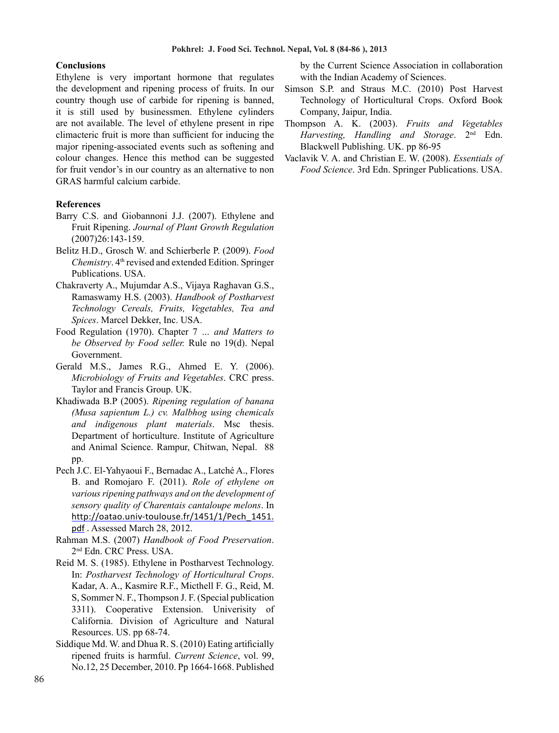## Conclusions

Ethylene is very important hormone that regulates the development and ripening process of fruits. In our country though use of carbide for ripening is banned, it is still used by businessmen. Ethylene cylinders are not available. The level of ethylene present in ripe climacteric fruit is more than sufficient for inducing the major ripening-associated events such as softening and colour changes. Hence this method can be suggested for fruit vendor's in our country as an alternative to non GRAS harmful calcium carbide.

## References

Barry C.S. and Giobannoni J.J. (2007). Ethylene and Fruit Ripening. *Journal of Plant Growth Regulation* (2007)26:143-159.

Belitz H.D., Grosch W. and Schierberle P. (2009). *Food Chemistry*. 4th revised and extended Edition. Springer Publications. USA.

Chakraverty A., Mujumdar A.S., Vijaya Raghavan G.S., Ramaswamy H.S. (2003). *Handbook of Postharvest Technology Cereals, Fruits, Vegetables, Tea and Spices*. Marcel Dekker, Inc. USA.

Food Regulation (1970). Chapter 7 ... *and Matters to be Observed by Food seller.* Rule no 19(d). Nepal Government.

Gerald M.S., James R.G., Ahmed E. Y. (2006). *Microbiology of Fruits and Vegetables*. CRC press. Taylor and Francis Group. UK.

Khadiwada B.P (2005). *Ripening regulation of banana (Musa sapientum L.) cv. Malbhog using chemicals and indigenous plant materials*. Msc thesis. Department of horticulture. Institute of Agriculture and Animal Science. Rampur, Chitwan, Nepal. 88 pp.

Pech J.C. El-Yahyaoui F., Bernadac A., Latché A., Flores B. and Romojaro F. (2011). *Role of ethylene on various ripening pathways and on the development of sensory quality of Charentais cantaloupe melons*. In http://oatao.univ-toulouse.fr/1451/1/Pech_1451.pdf . Assessed March 28, 2012.

Rahman M.S. (2007) *Handbook of Food Preservation*. 2nd Edn. CRC Press. USA.

Reid M. S. (1985). Ethylene in Postharvest Technology. In: *Postharvest Technology of Horticultural Crops*. Kadar, A. A., Kasmire R.F., Micthell F. G., Reid, M. S, Sommer N. F., Thompson J. F. (Special publication 3311). Cooperative Extension. Univerisity of California. Division of Agriculture and Natural Resources. US. pp 68-74.

Siddique Md. W. and Dhua R. S. (2010) Eating artificially ripened fruits is harmful. *Current Science*, vol. 99, No.12, 25 December, 2010. Pp 1664-1668. Published by the Current Science Association in collaboration with the Indian Academy of Sciences.

Simson S.P. and Straus M.C. (2010) Post Harvest Technology of Horticultural Crops. Oxford Book Company, Jaipur, India.

Thompson A. K. (2003). *Fruits and Vegetables Harvesting, Handling and Storage*. 2nd Edn. Blackwell Publishing. UK. pp 86-95

Vaclavik V. A. and Christian E. W. (2008). *Essentials of Food Science*. 3rd Edn. Springer Publications. USA.